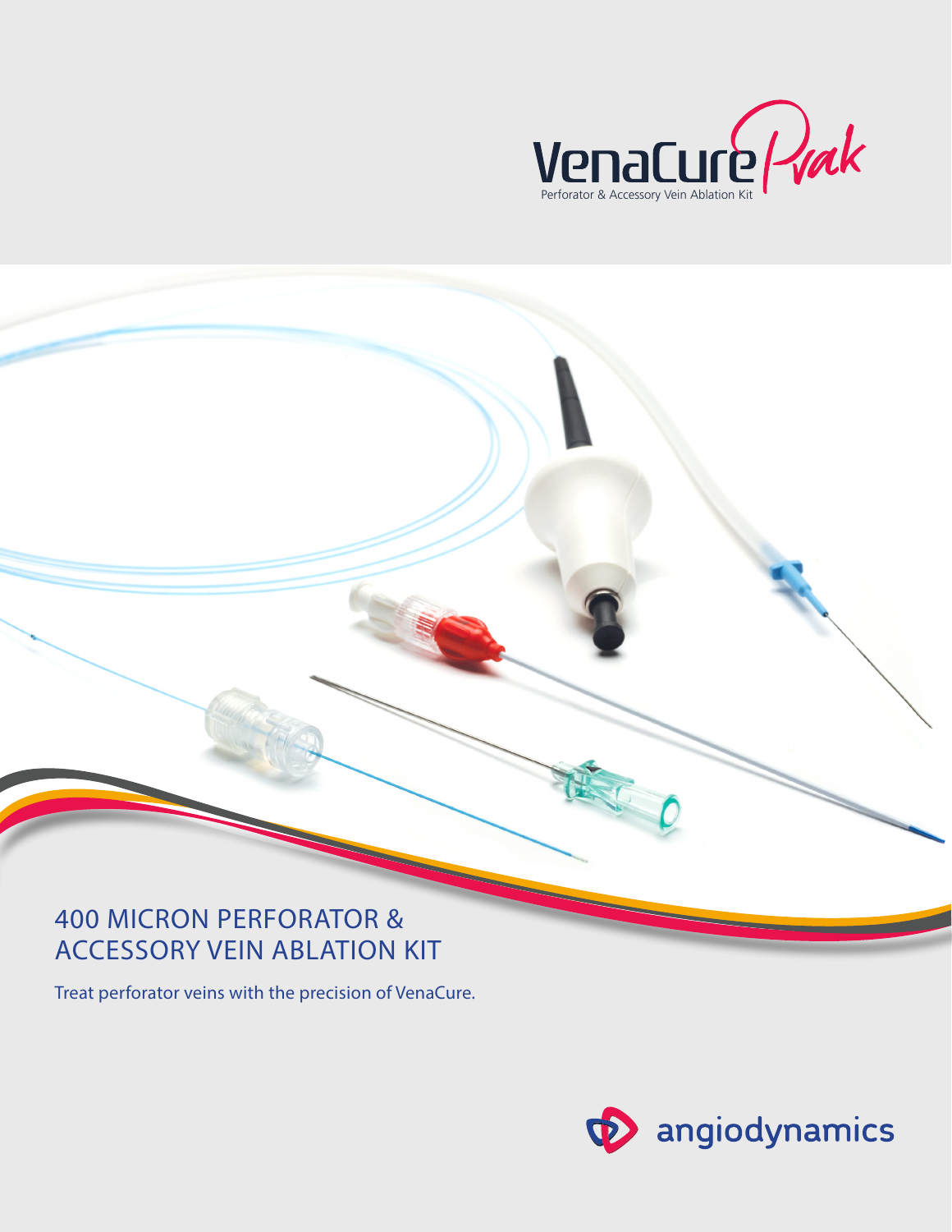VenaCure Pvak

Perforator & Accessory Vein Ablation Kit

# 400 MICRON PERFORATOR & ACCESSORY VEIN ABLATION KIT

Treat perforator veins with the precision of VenaCure.

angiodynamics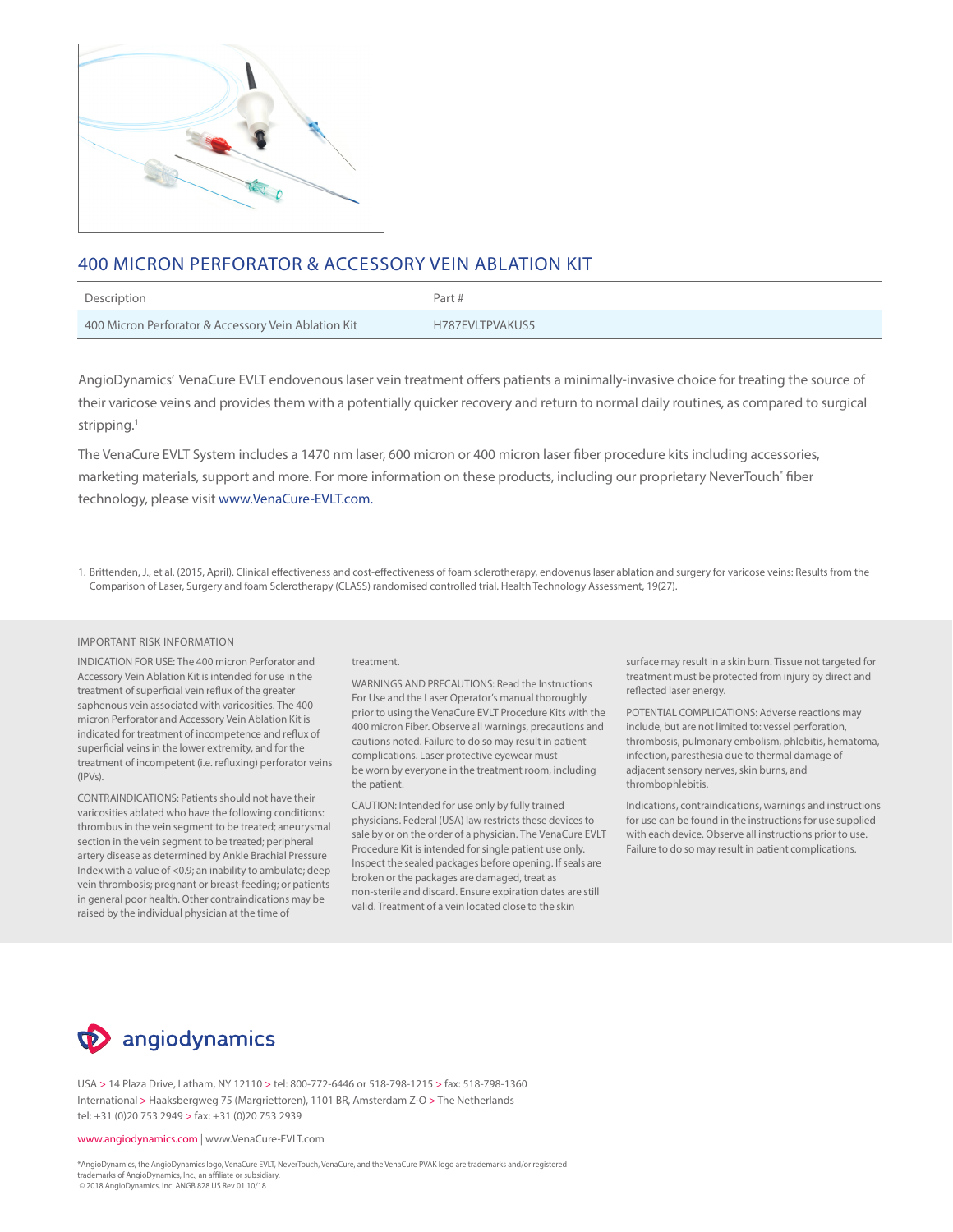## 400 MICRON PERFORATOR & ACCESSORY VEIN ABLATION KIT

| Description | Part # |
| --- | --- |
| 400 Micron Perforator & Accessory Vein Ablation Kit | H787EVLTPVAKUS5 |

AngioDynamics' VenaCure EVLT endovenous laser vein treatment offers patients a minimally-invasive choice for treating the source of their varicose veins and provides them with a potentially quicker recovery and return to normal daily routines, as compared to surgical stripping.[1]

The VenaCure EVLT System includes a 1470 nm laser, 600 micron or 400 micron laser fiber procedure kits including accessories, marketing materials, support and more. For more information on these products, including our proprietary NeverTouch* fiber technology, please visit www.VenaCure-EVLT.com.

1. Brittenden, J., et al. (2015, April). Clinical effectiveness and cost-effectiveness of foam sclerotherapy, endovenus laser ablation and surgery for varicose veins: Results from the Comparison of Laser, Surgery and foam Sclerotherapy (CLASS) randomised controlled trial. Health Technology Assessment, 19(27).

IMPORTANT RISK INFORMATION

INDICATION FOR USE: The 400 micron Perforator and Accessory Vein Ablation Kit is intended for use in the treatment of superficial vein reflux of the greater saphenous vein associated with varicosities. The 400 micron Perforator and Accessory Vein Ablation Kit is indicated for treatment of incompetence and reflux of superficial veins in the lower extremity, and for the treatment of incompetent (i.e. refluxing) perforator veins (IPVs).

CONTRAINDICATIONS: Patients should not have their varicosities ablated who have the following conditions: thrombus in the vein segment to be treated; aneurysmal section in the vein segment to be treated; peripheral artery disease as determined by Ankle Brachial Pressure Index with a value of <0.9; an inability to ambulate; deep vein thrombosis; pregnant or breast-feeding; or patients in general poor health. Other contraindications may be raised by the individual physician at the time of treatment.

WARNINGS AND PRECAUTIONS: Read the Instructions For Use and the Laser Operator's manual thoroughly prior to using the VenaCure EVLT Procedure Kits with the 400 micron Fiber. Observe all warnings, precautions and cautions noted. Failure to do so may result in patient complications. Laser protective eyewear must be worn by everyone in the treatment room, including the patient.

CAUTION: Intended for use only by fully trained physicians. Federal (USA) law restricts these devices to sale by or on the order of a physician. The VenaCure EVLT Procedure Kit is intended for single patient use only. Inspect the sealed packages before opening. If seals are broken or the packages are damaged, treat as non-sterile and discard. Ensure expiration dates are still valid. Treatment of a vein located close to the skin surface may result in a skin burn. Tissue not targeted for treatment must be protected from injury by direct and reflected laser energy.

POTENTIAL COMPLICATIONS: Adverse reactions may include, but are not limited to: vessel perforation, thrombosis, pulmonary embolism, phlebitis, hematoma, infection, paresthesia due to thermal damage of adjacent sensory nerves, skin burns, and thrombophlebitis.

Indications, contraindications, warnings and instructions for use can be found in the instructions for use supplied with each device. Observe all instructions prior to use. Failure to do so may result in patient complications.

angiodynamics

USA > 14 Plaza Drive, Latham, NY 12110 > tel: 800-772-6446 or 518-798-1215 > fax: 518-798-1360
International > Haaksbergweg 75 (Margriettoren), 1101 BR, Amsterdam Z-O > The Netherlands
tel: +31 (0)20 753 2949 > fax: +31 (0)20 753 2939

www.angiodynamics.com | www.VenaCure-EVLT.com

*AngioDynamics, the AngioDynamics logo, VenaCure EVLT, NeverTouch, VenaCure, and the VenaCure PVAK logo are trademarks and/or registered trademarks of AngioDynamics, Inc., an affiliate or subsidiary.
© 2018 AngioDynamics, Inc. ANGB 828 US Rev 01 10/18